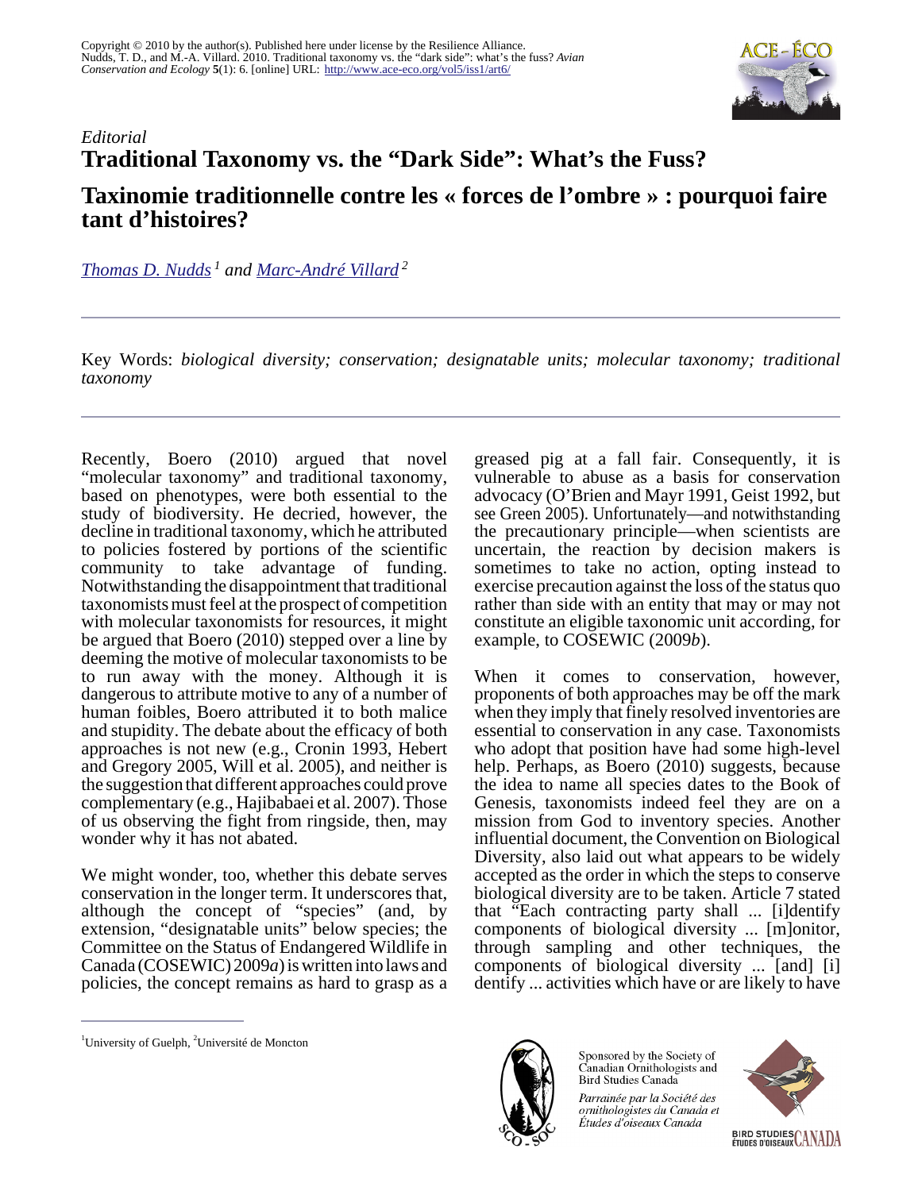Copyright © 2010 by the author(s). Published here under license by the Resilience Alliance.
Nudds, T. D., and M.-A. Villard. 2010. Traditional taxonomy vs. the "dark side": what's the fuss? *Avian Conservation and Ecology* **5**(1): 6. [online] URL: http://www.ace-eco.org/vol5/iss1/art6/

*Editorial*

# Traditional Taxonomy vs. the "Dark Side": What's the Fuss?

# Taxinomie traditionnelle contre les « forces de l'ombre » : pourquoi faire tant d'histoires?

Thomas D. Nudds[1] and Marc-André Villard[2]

Key Words: *biological diversity; conservation; designatable units; molecular taxonomy; traditional taxonomy*

Recently, Boero (2010) argued that novel "molecular taxonomy" and traditional taxonomy, based on phenotypes, were both essential to the study of biodiversity. He decried, however, the decline in traditional taxonomy, which he attributed to policies fostered by portions of the scientific community to take advantage of funding. Notwithstanding the disappointment that traditional taxonomists must feel at the prospect of competition with molecular taxonomists for resources, it might be argued that Boero (2010) stepped over a line by deeming the motive of molecular taxonomists to be to run away with the money. Although it is dangerous to attribute motive to any of a number of human foibles, Boero attributed it to both malice and stupidity. The debate about the efficacy of both approaches is not new (e.g., Cronin 1993, Hebert and Gregory 2005, Will et al. 2005), and neither is the suggestion that different approaches could prove complementary (e.g., Hajibabaei et al. 2007). Those of us observing the fight from ringside, then, may wonder why it has not abated.

We might wonder, too, whether this debate serves conservation in the longer term. It underscores that, although the concept of "species" (and, by extension, "designatable units" below species; the Committee on the Status of Endangered Wildlife in Canada (COSEWIC) 2009*a*) is written into laws and policies, the concept remains as hard to grasp as a greased pig at a fall fair. Consequently, it is vulnerable to abuse as a basis for conservation advocacy (O'Brien and Mayr 1991, Geist 1992, but see Green 2005). Unfortunately—and notwithstanding the precautionary principle—when scientists are uncertain, the reaction by decision makers is sometimes to take no action, opting instead to exercise precaution against the loss of the status quo rather than side with an entity that may or may not constitute an eligible taxonomic unit according, for example, to COSEWIC (2009*b*).

When it comes to conservation, however, proponents of both approaches may be off the mark when they imply that finely resolved inventories are essential to conservation in any case. Taxonomists who adopt that position have had some high-level help. Perhaps, as Boero (2010) suggests, because the idea to name all species dates to the Book of Genesis, taxonomists indeed feel they are on a mission from God to inventory species. Another influential document, the Convention on Biological Diversity, also laid out what appears to be widely accepted as the order in which the steps to conserve biological diversity are to be taken. Article 7 stated that "Each contracting party shall ... [i]dentify components of biological diversity ... [m]onitor, through sampling and other techniques, the components of biological diversity ... [and] [i]dentify ... activities which have or are likely to have

[1]University of Guelph, [2]Université de Moncton

Sponsored by the Society of Canadian Ornithologists and Bird Studies Canada

*Parrainée par la Société des ornithologistes du Canada et Études d'oiseaux Canada*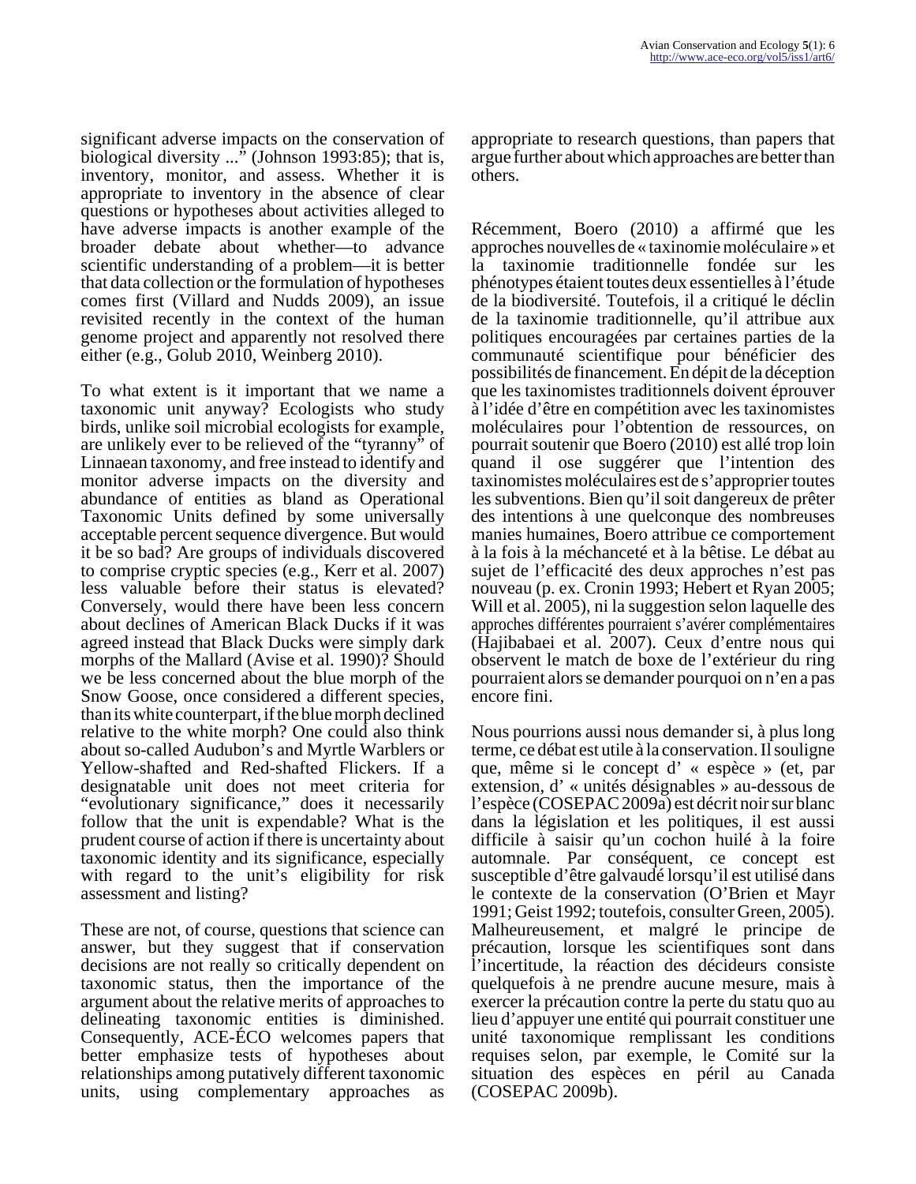significant adverse impacts on the conservation of biological diversity ..." (Johnson 1993:85); that is, inventory, monitor, and assess. Whether it is appropriate to inventory in the absence of clear questions or hypotheses about activities alleged to have adverse impacts is another example of the broader debate about whether—to advance scientific understanding of a problem—it is better that data collection or the formulation of hypotheses comes first (Villard and Nudds 2009), an issue revisited recently in the context of the human genome project and apparently not resolved there either (e.g., Golub 2010, Weinberg 2010).

To what extent is it important that we name a taxonomic unit anyway? Ecologists who study birds, unlike soil microbial ecologists for example, are unlikely ever to be relieved of the "tyranny" of Linnaean taxonomy, and free instead to identify and monitor adverse impacts on the diversity and abundance of entities as bland as Operational Taxonomic Units defined by some universally acceptable percent sequence divergence. But would it be so bad? Are groups of individuals discovered to comprise cryptic species (e.g., Kerr et al. 2007) less valuable before their status is elevated? Conversely, would there have been less concern about declines of American Black Ducks if it was agreed instead that Black Ducks were simply dark morphs of the Mallard (Avise et al. 1990)? Should we be less concerned about the blue morph of the Snow Goose, once considered a different species, than its white counterpart, if the blue morph declined relative to the white morph? One could also think about so-called Audubon's and Myrtle Warblers or Yellow-shafted and Red-shafted Flickers. If a designatable unit does not meet criteria for "evolutionary significance," does it necessarily follow that the unit is expendable? What is the prudent course of action if there is uncertainty about taxonomic identity and its significance, especially with regard to the unit's eligibility for risk assessment and listing?

These are not, of course, questions that science can answer, but they suggest that if conservation decisions are not really so critically dependent on taxonomic status, then the importance of the argument about the relative merits of approaches to delineating taxonomic entities is diminished. Consequently, ACE-ÉCO welcomes papers that better emphasize tests of hypotheses about relationships among putatively different taxonomic units, using complementary approaches as appropriate to research questions, than papers that argue further about which approaches are better than others.

Récemment, Boero (2010) a affirmé que les approches nouvelles de « taxinomie moléculaire » et la taxinomie traditionnelle fondée sur les phénotypes étaient toutes deux essentielles à l'étude de la biodiversité. Toutefois, il a critiqué le déclin de la taxinomie traditionnelle, qu'il attribue aux politiques encouragées par certaines parties de la communauté scientifique pour bénéficier des possibilités de financement. En dépit de la déception que les taxinomistes traditionnels doivent éprouver à l'idée d'être en compétition avec les taxinomistes moléculaires pour l'obtention de ressources, on pourrait soutenir que Boero (2010) est allé trop loin quand il ose suggérer que l'intention des taxinomistes moléculaires est de s'approprier toutes les subventions. Bien qu'il soit dangereux de prêter des intentions à une quelconque des nombreuses manies humaines, Boero attribue ce comportement à la fois à la méchanceté et à la bêtise. Le débat au sujet de l'efficacité des deux approches n'est pas nouveau (p. ex. Cronin 1993; Hebert et Ryan 2005; Will et al. 2005), ni la suggestion selon laquelle des approches différentes pourraient s'avérer complémentaires (Hajibabaei et al. 2007). Ceux d'entre nous qui observent le match de boxe de l'extérieur du ring pourraient alors se demander pourquoi on n'en a pas encore fini.

Nous pourrions aussi nous demander si, à plus long terme, ce débat est utile à la conservation. Il souligne que, même si le concept d' « espèce » (et, par extension, d' « unités désignables » au-dessous de l'espèce (COSEPAC 2009a) est décrit noir sur blanc dans la législation et les politiques, il est aussi difficile à saisir qu'un cochon huilé à la foire automnale. Par conséquent, ce concept est susceptible d'être galvaudé lorsqu'il est utilisé dans le contexte de la conservation (O'Brien et Mayr 1991; Geist 1992; toutefois, consulter Green, 2005). Malheureusement, et malgré le principe de précaution, lorsque les scientifiques sont dans l'incertitude, la réaction des décideurs consiste quelquefois à ne prendre aucune mesure, mais à exercer la précaution contre la perte du statu quo au lieu d'appuyer une entité qui pourrait constituer une unité taxonomique remplissant les conditions requises selon, par exemple, le Comité sur la situation des espèces en péril au Canada (COSEPAC 2009b).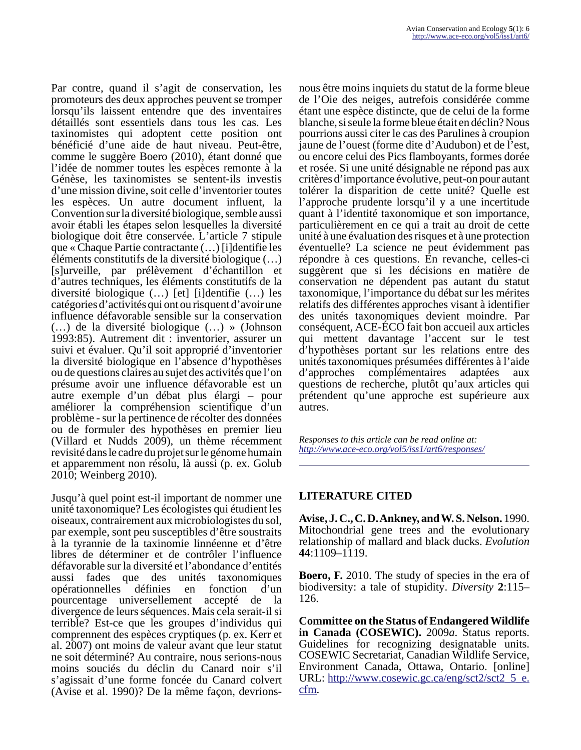Par contre, quand il s'agit de conservation, les promoteurs des deux approches peuvent se tromper lorsqu'ils laissent entendre que des inventaires détaillés sont essentiels dans tous les cas. Les taxinomistes qui adoptent cette position ont bénéficié d'une aide de haut niveau. Peut-être, comme le suggère Boero (2010), étant donné que l'idée de nommer toutes les espèces remonte à la Génèse, les taxinomistes se sentent-ils investis d'une mission divine, soit celle d'inventorier toutes les espèces. Un autre document influent, la Convention sur la diversité biologique, semble aussi avoir établi les étapes selon lesquelles la diversité biologique doit être conservée. L'article 7 stipule que « Chaque Partie contractante (…) [i]dentifie les éléments constitutifs de la diversité biologique (…) [s]urveille, par prélèvement d'échantillon et d'autres techniques, les éléments constitutifs de la diversité biologique (…) [et] [i]dentifie (…) les catégories d'activités qui ont ou risquent d'avoir une influence défavorable sensible sur la conservation (…) de la diversité biologique (…) » (Johnson 1993:85). Autrement dit : inventorier, assurer un suivi et évaluer. Qu'il soit approprié d'inventorier la diversité biologique en l'absence d'hypothèses ou de questions claires au sujet des activités que l'on présume avoir une influence défavorable est un autre exemple d'un débat plus élargi – pour améliorer la compréhension scientifique d'un problème - sur la pertinence de récolter des données ou de formuler des hypothèses en premier lieu (Villard et Nudds 2009), un thème récemment revisité dans le cadre du projet sur le génome humain et apparemment non résolu, là aussi (p. ex. Golub 2010; Weinberg 2010).

Jusqu'à quel point est-il important de nommer une unité taxonomique? Les écologistes qui étudient les oiseaux, contrairement aux microbiologistes du sol, par exemple, sont peu susceptibles d'être soustraits à la tyrannie de la taxinomie linnéenne et d'être libres de déterminer et de contrôler l'influence défavorable sur la diversité et l'abondance d'entités aussi fades que des unités taxonomiques opérationnelles définies en fonction d'un pourcentage universellement accepté de la divergence de leurs séquences. Mais cela serait-il si terrible? Est-ce que les groupes d'individus qui comprennent des espèces cryptiques (p. ex. Kerr et al. 2007) ont moins de valeur avant que leur statut ne soit déterminé? Au contraire, nous serions-nous moins souciés du déclin du Canard noir s'il s'agissait d'une forme foncée du Canard colvert (Avise et al. 1990)? De la même façon, devrions-nous être moins inquiets du statut de la forme bleue de l'Oie des neiges, autrefois considérée comme étant une espèce distincte, que de celui de la forme blanche, si seule la forme bleue était en déclin? Nous pourrions aussi citer le cas des Parulines à croupion jaune de l'ouest (forme dite d'Audubon) et de l'est, ou encore celui des Pics flamboyants, formes dorée et rosée. Si une unité désignable ne répond pas aux critères d'importance évolutive, peut-on pour autant tolérer la disparition de cette unité? Quelle est l'approche prudente lorsqu'il y a une incertitude quant à l'identité taxonomique et son importance, particulièrement en ce qui a trait au droit de cette unité à une évaluation des risques et à une protection éventuelle? La science ne peut évidemment pas répondre à ces questions. En revanche, celles-ci suggèrent que si les décisions en matière de conservation ne dépendent pas autant du statut taxonomique, l'importance du débat sur les mérites relatifs des différentes approches visant à identifier des unités taxonomiques devient moindre. Par conséquent, ACE-ÉCO fait bon accueil aux articles qui mettent davantage l'accent sur le test d'hypothèses portant sur les relations entre des unités taxonomiques présumées différentes à l'aide d'approches complémentaires adaptées aux questions de recherche, plutôt qu'aux articles qui prétendent qu'une approche est supérieure aux autres.

*Responses to this article can be read online at:*
*http://www.ace-eco.org/vol5/iss1/art6/responses/*

## LITERATURE CITED

**Avise, J. C., C. D. Ankney, and W. S. Nelson.** 1990. Mitochondrial gene trees and the evolutionary relationship of mallard and black ducks. *Evolution* **44**:1109–1119.

**Boero, F.** 2010. The study of species in the era of biodiversity: a tale of stupidity. *Diversity* **2**:115–126.

**Committee on the Status of Endangered Wildlife in Canada (COSEWIC).** 2009*a*. Status reports. Guidelines for recognizing designatable units. COSEWIC Secretariat, Canadian Wildlife Service, Environment Canada, Ottawa, Ontario. [online] URL: http://www.cosewic.gc.ca/eng/sct2/sct2_5_e.cfm.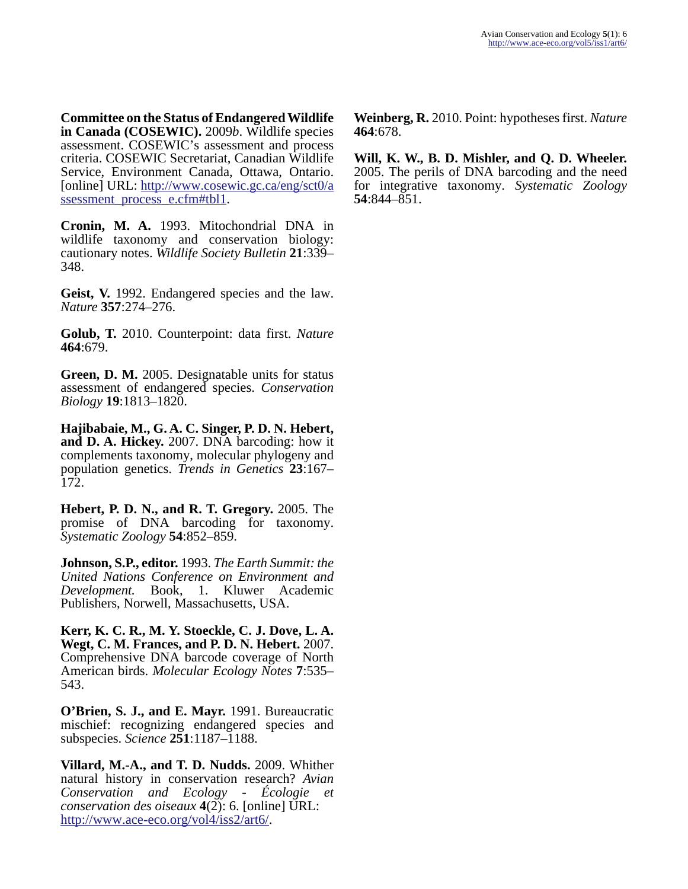**Committee on the Status of Endangered Wildlife in Canada (COSEWIC).** 2009*b*. Wildlife species assessment. COSEWIC's assessment and process criteria. COSEWIC Secretariat, Canadian Wildlife Service, Environment Canada, Ottawa, Ontario. [online] URL: http://www.cosewic.gc.ca/eng/sct0/assessment_process_e.cfm#tbl1.

**Cronin, M. A.** 1993. Mitochondrial DNA in wildlife taxonomy and conservation biology: cautionary notes. *Wildlife Society Bulletin* **21**:339–348.

**Geist, V.** 1992. Endangered species and the law. *Nature* **357**:274–276.

**Golub, T.** 2010. Counterpoint: data first. *Nature* **464**:679.

**Green, D. M.** 2005. Designatable units for status assessment of endangered species. *Conservation Biology* **19**:1813–1820.

**Hajibabaie, M., G. A. C. Singer, P. D. N. Hebert, and D. A. Hickey.** 2007. DNA barcoding: how it complements taxonomy, molecular phylogeny and population genetics. *Trends in Genetics* **23**:167–172.

**Hebert, P. D. N., and R. T. Gregory.** 2005. The promise of DNA barcoding for taxonomy. *Systematic Zoology* **54**:852–859.

**Johnson, S.P., editor.** 1993. *The Earth Summit: the United Nations Conference on Environment and Development.* Book, 1. Kluwer Academic Publishers, Norwell, Massachusetts, USA.

**Kerr, K. C. R., M. Y. Stoeckle, C. J. Dove, L. A. Wegt, C. M. Frances, and P. D. N. Hebert.** 2007. Comprehensive DNA barcode coverage of North American birds. *Molecular Ecology Notes* **7**:535–543.

**O'Brien, S. J., and E. Mayr.** 1991. Bureaucratic mischief: recognizing endangered species and subspecies. *Science* **251**:1187–1188.

**Villard, M.-A., and T. D. Nudds.** 2009. Whither natural history in conservation research? *Avian Conservation and Ecology - Écologie et conservation des oiseaux* **4**(2): 6. [online] URL: http://www.ace-eco.org/vol4/iss2/art6/.

**Weinberg, R.** 2010. Point: hypotheses first. *Nature* **464**:678.

**Will, K. W., B. D. Mishler, and Q. D. Wheeler.** 2005. The perils of DNA barcoding and the need for integrative taxonomy. *Systematic Zoology* **54**:844–851.